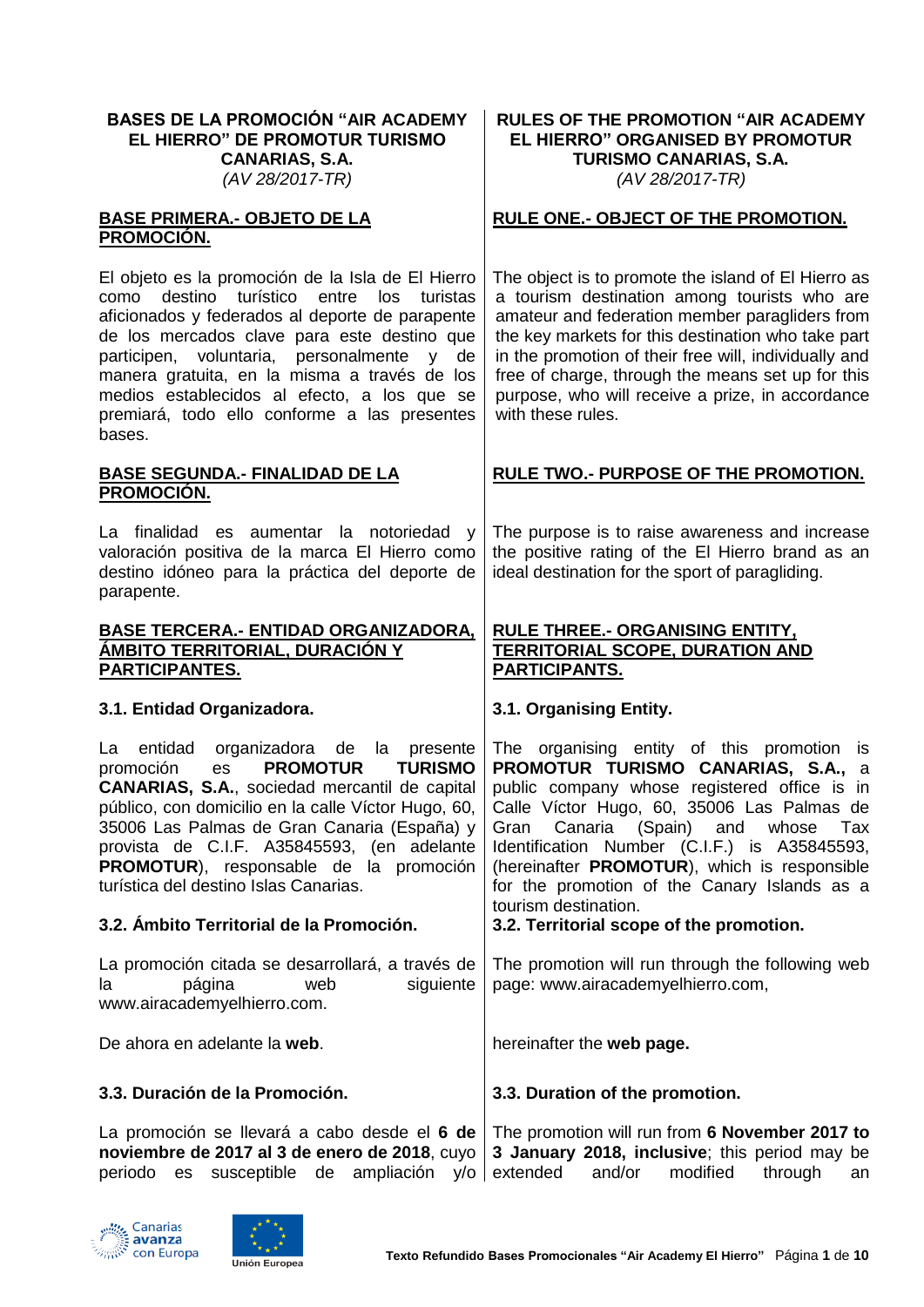**BASES DE LA PROMOCIÓN "AIR ACADEMY EL HIERRO" DE PROMOTUR TURISMO CANARIAS, S.A.**
*(AV 28/2017-TR)*

**BASE PRIMERA.- OBJETO DE LA PROMOCIÓN.**

El objeto es la promoción de la Isla de El Hierro como destino turístico entre los turistas aficionados y federados al deporte de parapente de los mercados clave para este destino que participen, voluntaria, personalmente y de manera gratuita, en la misma a través de los medios establecidos al efecto, a los que se premiará, todo ello conforme a las presentes bases.

**BASE SEGUNDA.- FINALIDAD DE LA PROMOCIÓN.**

La finalidad es aumentar la notoriedad y valoración positiva de la marca El Hierro como destino idóneo para la práctica del deporte de parapente.

**BASE TERCERA.- ENTIDAD ORGANIZADORA, ÁMBITO TERRITORIAL, DURACIÓN Y PARTICIPANTES.**

**3.1. Entidad Organizadora.**

La entidad organizadora de la presente promoción es **PROMOTUR TURISMO CANARIAS, S.A.**, sociedad mercantil de capital público, con domicilio en la calle Víctor Hugo, 60, 35006 Las Palmas de Gran Canaria (España) y provista de C.I.F. A35845593, (en adelante **PROMOTUR**), responsable de la promoción turística del destino Islas Canarias.

**3.2. Ámbito Territorial de la Promoción.**

La promoción citada se desarrollará, a través de la página web siguiente www.airacademyelhierro.com.

De ahora en adelante la **web**.

**3.3. Duración de la Promoción.**

La promoción se llevará a cabo desde el **6 de noviembre de 2017 al 3 de enero de 2018**, cuyo periodo es susceptible de ampliación y/o

---

**RULES OF THE PROMOTION "AIR ACADEMY EL HIERRO" ORGANISED BY PROMOTUR TURISMO CANARIAS, S.A.**
*(AV 28/2017-TR)*

**RULE ONE.- OBJECT OF THE PROMOTION.**

The object is to promote the island of El Hierro as a tourism destination among tourists who are amateur and federation member paragliders from the key markets for this destination who take part in the promotion of their free will, individually and free of charge, through the means set up for this purpose, who will receive a prize, in accordance with these rules.

**RULE TWO.- PURPOSE OF THE PROMOTION.**

The purpose is to raise awareness and increase the positive rating of the El Hierro brand as an ideal destination for the sport of paragliding.

**RULE THREE.- ORGANISING ENTITY, TERRITORIAL SCOPE, DURATION AND PARTICIPANTS.**

**3.1. Organising Entity.**

The organising entity of this promotion is **PROMOTUR TURISMO CANARIAS, S.A.,** a public company whose registered office is in Calle Víctor Hugo, 60, 35006 Las Palmas de Gran Canaria (Spain) and whose Tax Identification Number (C.I.F.) is A35845593, (hereinafter **PROMOTUR**), which is responsible for the promotion of the Canary Islands as a tourism destination.

**3.2. Territorial scope of the promotion.**

The promotion will run through the following web page: www.airacademyelhierro.com,

hereinafter the **web page.**

**3.3. Duration of the promotion.**

The promotion will run from **6 November 2017 to 3 January 2018, inclusive**; this period may be extended and/or modified through an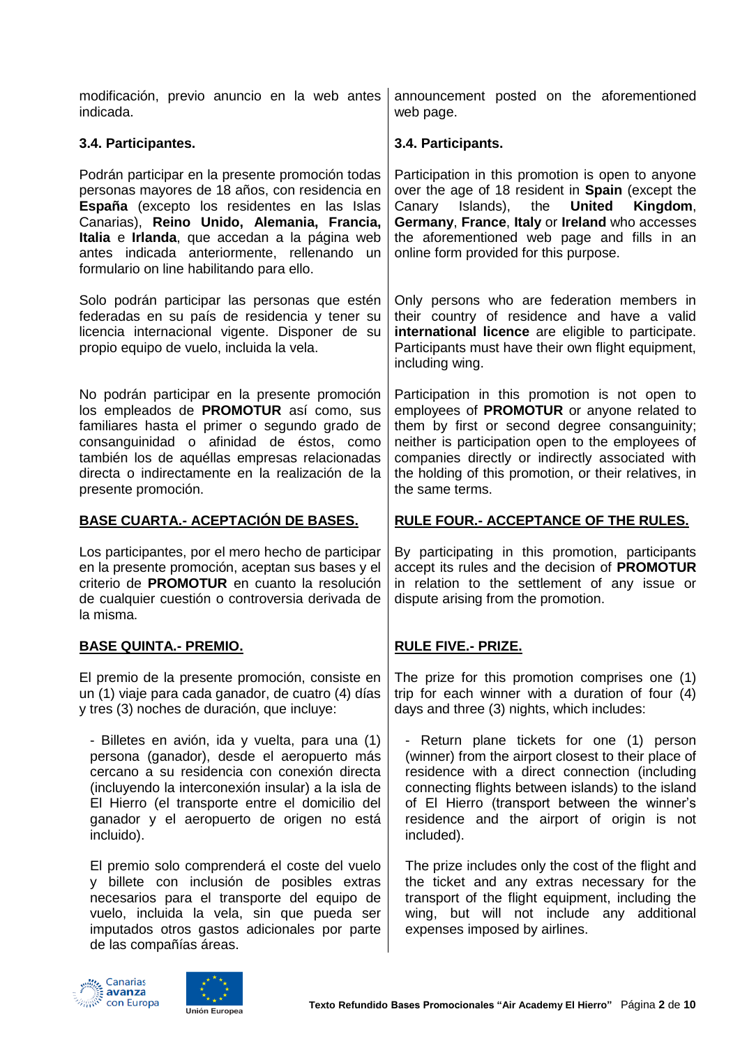modificación, previo anuncio en la web antes indicada.

announcement posted on the aforementioned web page.

**3.4. Participantes.**

Podrán participar en la presente promoción todas personas mayores de 18 años, con residencia en **España** (excepto los residentes en las Islas Canarias), **Reino Unido, Alemania, Francia, Italia** e **Irlanda**, que accedan a la página web antes indicada anteriormente, rellenando un formulario on line habilitando para ello.

Solo podrán participar las personas que estén federadas en su país de residencia y tener su licencia internacional vigente. Disponer de su propio equipo de vuelo, incluida la vela.

No podrán participar en la presente promoción los empleados de **PROMOTUR** así como, sus familiares hasta el primer o segundo grado de consanguinidad o afinidad de éstos, como también los de aquéllas empresas relacionadas directa o indirectamente en la realización de la presente promoción.

**3.4. Participants.**

Participation in this promotion is open to anyone over the age of 18 resident in **Spain** (except the Canary Islands), the **United Kingdom**, **Germany**, **France**, **Italy** or **Ireland** who accesses the aforementioned web page and fills in an online form provided for this purpose.

Only persons who are federation members in their country of residence and have a valid **international licence** are eligible to participate. Participants must have their own flight equipment, including wing.

Participation in this promotion is not open to employees of **PROMOTUR** or anyone related to them by first or second degree consanguinity; neither is participation open to the employees of companies directly or indirectly associated with the holding of this promotion, or their relatives, in the same terms.

**<u>BASE CUARTA.- ACEPTACIÓN DE BASES.</u>**

Los participantes, por el mero hecho de participar en la presente promoción, aceptan sus bases y el criterio de **PROMOTUR** en cuanto la resolución de cualquier cuestión o controversia derivada de la misma.

**<u>RULE FOUR.- ACCEPTANCE OF THE RULES.</u>**

By participating in this promotion, participants accept its rules and the decision of **PROMOTUR** in relation to the settlement of any issue or dispute arising from the promotion.

**<u>BASE QUINTA.- PREMIO.</u>**

El premio de la presente promoción, consiste en un (1) viaje para cada ganador, de cuatro (4) días y tres (3) noches de duración, que incluye:

- Billetes en avión, ida y vuelta, para una (1) persona (ganador), desde el aeropuerto más cercano a su residencia con conexión directa (incluyendo la interconexión insular) a la isla de El Hierro (el transporte entre el domicilio del ganador y el aeropuerto de origen no está incluido).

  El premio solo comprenderá el coste del vuelo y billete con inclusión de posibles extras necesarios para el transporte del equipo de vuelo, incluida la vela, sin que pueda ser imputados otros gastos adicionales por parte de las compañías áreas.

**<u>RULE FIVE.- PRIZE.</u>**

The prize for this promotion comprises one (1) trip for each winner with a duration of four (4) days and three (3) nights, which includes:

- Return plane tickets for one (1) person (winner) from the airport closest to their place of residence with a direct connection (including connecting flights between islands) to the island of El Hierro (transport between the winner's residence and the airport of origin is not included).

  The prize includes only the cost of the flight and the ticket and any extras necessary for the transport of the flight equipment, including the wing, but will not include any additional expenses imposed by airlines.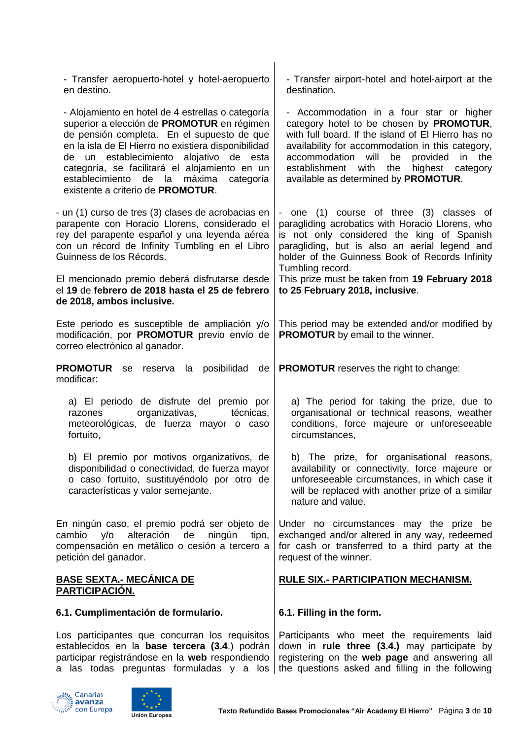- Transfer aeropuerto-hotel y hotel-aeropuerto en destino.

- Alojamiento en hotel de 4 estrellas o categoría superior a elección de **PROMOTUR** en régimen de pensión completa. En el supuesto de que en la isla de El Hierro no existiera disponibilidad de un establecimiento alojativo de esta categoría, se facilitará el alojamiento en un establecimiento de la máxima categoría existente a criterio de **PROMOTUR**.

- un (1) curso de tres (3) clases de acrobacias en parapente con Horacio Llorens, considerado el rey del parapente español y una leyenda aérea con un récord de Infinity Tumbling en el Libro Guinness de los Récords.

El mencionado premio deberá disfrutarse desde el **19** de **febrero de 2018 hasta el 25 de febrero de 2018, ambos inclusive.**

Este periodo es susceptible de ampliación y/o modificación, por **PROMOTUR** previo envío de correo electrónico al ganador.

**PROMOTUR** se reserva la posibilidad de modificar:

a) El periodo de disfrute del premio por razones organizativas, técnicas, meteorológicas, de fuerza mayor o caso fortuito,

b) El premio por motivos organizativos, de disponibilidad o conectividad, de fuerza mayor o caso fortuito, sustituyéndolo por otro de características y valor semejante.

En ningún caso, el premio podrá ser objeto de cambio y/o alteración de ningún tipo, compensación en metálico o cesión a tercero a petición del ganador.

## BASE SEXTA.- MECÁNICA DE PARTICIPACIÓN.

### 6.1. Cumplimentación de formulario.

Los participantes que concurran los requisitos establecidos en la **base tercera (3.4**.) podrán participar registrándose en la **web** respondiendo a las todas preguntas formuladas y a los

---

- Transfer airport-hotel and hotel-airport at the destination.

- Accommodation in a four star or higher category hotel to be chosen by **PROMOTUR**, with full board. If the island of El Hierro has no availability for accommodation in this category, accommodation will be provided in the establishment with the highest category available as determined by **PROMOTUR**.

- one (1) course of three (3) classes of paragliding acrobatics with Horacio Llorens, who is not only considered the king of Spanish paragliding, but is also an aerial legend and holder of the Guinness Book of Records Infinity Tumbling record.

This prize must be taken from **19 February 2018 to 25 February 2018, inclusive**.

This period may be extended and/or modified by **PROMOTUR** by email to the winner.

**PROMOTUR** reserves the right to change:

a) The period for taking the prize, due to organisational or technical reasons, weather conditions, force majeure or unforeseeable circumstances,

b) The prize, for organisational reasons, availability or connectivity, force majeure or unforeseeable circumstances, in which case it will be replaced with another prize of a similar nature and value.

Under no circumstances may the prize be exchanged and/or altered in any way, redeemed for cash or transferred to a third party at the request of the winner.

## RULE SIX.- PARTICIPATION MECHANISM.

### 6.1. Filling in the form.

Participants who meet the requirements laid down in **rule three (3.4.)** may participate by registering on the **web page** and answering all the questions asked and filling in the following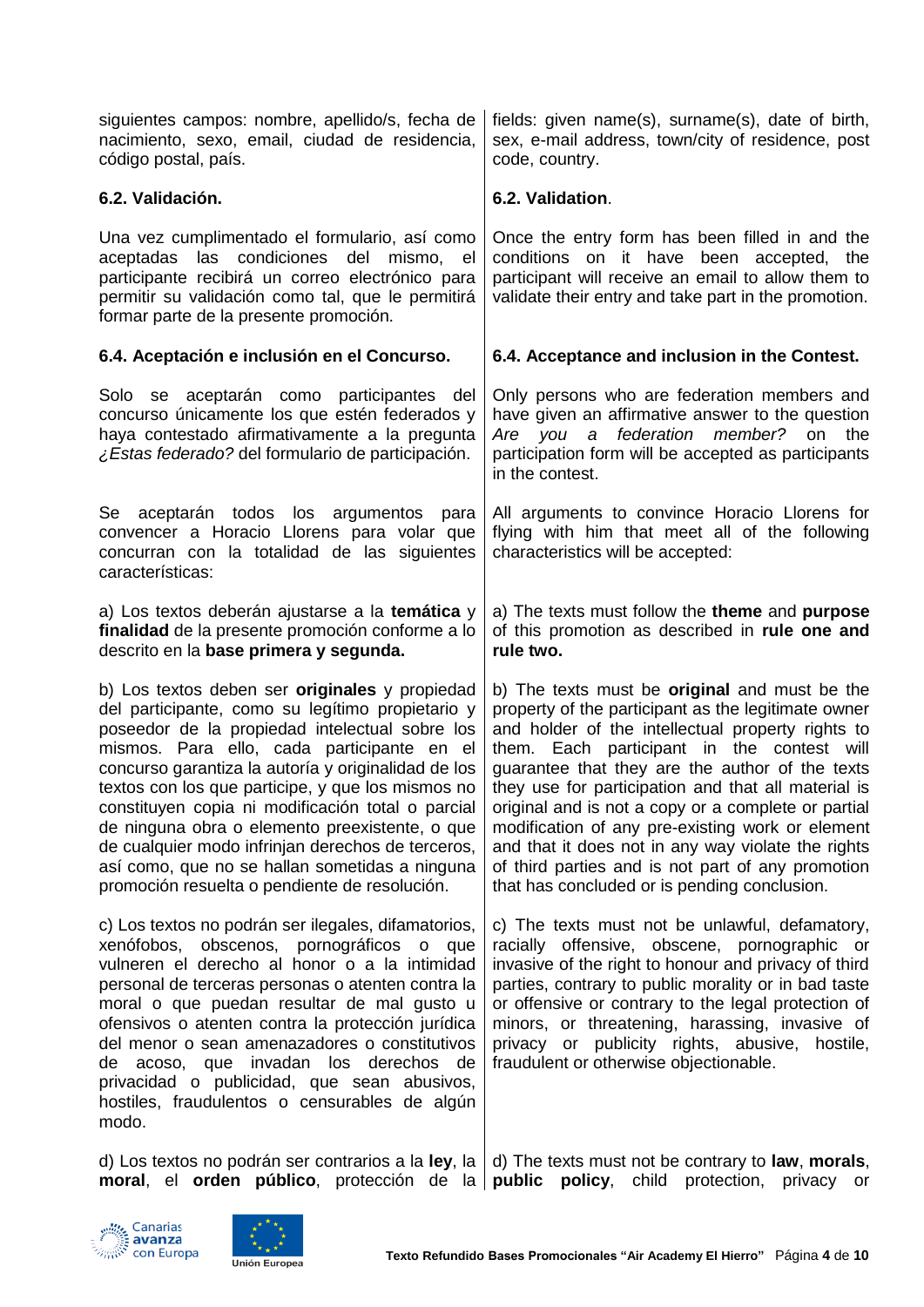siguientes campos: nombre, apellido/s, fecha de nacimiento, sexo, email, ciudad de residencia, código postal, país.

**6.2. Validación.**

Una vez cumplimentado el formulario, así como aceptadas las condiciones del mismo, el participante recibirá un correo electrónico para permitir su validación como tal, que le permitirá formar parte de la presente promoción.

**6.4. Aceptación e inclusión en el Concurso.**

Solo se aceptarán como participantes del concurso únicamente los que estén federados y haya contestado afirmativamente a la pregunta *¿Estas federado?* del formulario de participación.

Se aceptarán todos los argumentos para convencer a Horacio Llorens para volar que concurran con la totalidad de las siguientes características:

a) Los textos deberán ajustarse a la **temática** y **finalidad** de la presente promoción conforme a lo descrito en la **base primera y segunda.**

b) Los textos deben ser **originales** y propiedad del participante, como su legítimo propietario y poseedor de la propiedad intelectual sobre los mismos. Para ello, cada participante en el concurso garantiza la autoría y originalidad de los textos con los que participe, y que los mismos no constituyen copia ni modificación total o parcial de ninguna obra o elemento preexistente, o que de cualquier modo infrinjan derechos de terceros, así como, que no se hallan sometidas a ninguna promoción resuelta o pendiente de resolución.

c) Los textos no podrán ser ilegales, difamatorios, xenófobos, obscenos, pornográficos o que vulneren el derecho al honor o a la intimidad personal de terceras personas o atenten contra la moral o que puedan resultar de mal gusto u ofensivos o atenten contra la protección jurídica del menor o sean amenazadores o constitutivos de acoso, que invadan los derechos de privacidad o publicidad, que sean abusivos, hostiles, fraudulentos o censurables de algún modo.

d) Los textos no podrán ser contrarios a la **ley**, la **moral**, el **orden público**, protección de la

---

fields: given name(s), surname(s), date of birth, sex, e-mail address, town/city of residence, post code, country.

**6.2. Validation**.

Once the entry form has been filled in and the conditions on it have been accepted, the participant will receive an email to allow them to validate their entry and take part in the promotion.

**6.4. Acceptance and inclusion in the Contest.**

Only persons who are federation members and have given an affirmative answer to the question *Are you a federation member?* on the participation form will be accepted as participants in the contest.

All arguments to convince Horacio Llorens for flying with him that meet all of the following characteristics will be accepted:

a) The texts must follow the **theme** and **purpose** of this promotion as described in **rule one and rule two.**

b) The texts must be **original** and must be the property of the participant as the legitimate owner and holder of the intellectual property rights to them. Each participant in the contest will guarantee that they are the author of the texts they use for participation and that all material is original and is not a copy or a complete or partial modification of any pre-existing work or element and that it does not in any way violate the rights of third parties and is not part of any promotion that has concluded or is pending conclusion.

c) The texts must not be unlawful, defamatory, racially offensive, obscene, pornographic or invasive of the right to honour and privacy of third parties, contrary to public morality or in bad taste or offensive or contrary to the legal protection of minors, or threatening, harassing, invasive of privacy or publicity rights, abusive, hostile, fraudulent or otherwise objectionable.

d) The texts must not be contrary to **law**, **morals**, **public policy**, child protection, privacy or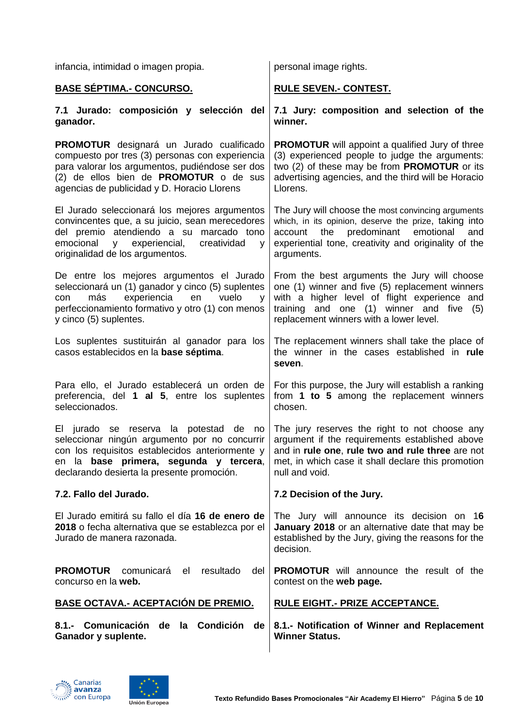| | |
|---|---|
| infancia, intimidad o imagen propia. | personal image rights. |
| **BASE SÉPTIMA.- CONCURSO.** | **RULE SEVEN.- CONTEST.** |
| **7.1 Jurado: composición y selección del ganador.** | **7.1 Jury: composition and selection of the winner.** |
| **PROMOTUR** designará un Jurado cualificado compuesto por tres (3) personas con experiencia para valorar los argumentos, pudiéndose ser dos (2) de ellos bien de **PROMOTUR** o de sus agencias de publicidad y D. Horacio Llorens | **PROMOTUR** will appoint a qualified Jury of three (3) experienced people to judge the arguments: two (2) of these may be from **PROMOTUR** or its advertising agencies, and the third will be Horacio Llorens. |
| El Jurado seleccionará los mejores argumentos convincentes que, a su juicio, sean merecedores del premio atendiendo a su marcado tono emocional y experiencial, creatividad y originalidad de los argumentos. | The Jury will choose the most convincing arguments which, in its opinion, deserve the prize, taking into account the predominant emotional and experiential tone, creativity and originality of the arguments. |
| De entre los mejores argumentos el Jurado seleccionará un (1) ganador y cinco (5) suplentes con más experiencia en vuelo y perfeccionamiento formativo y otro (1) con menos y cinco (5) suplentes. | From the best arguments the Jury will choose one (1) winner and five (5) replacement winners with a higher level of flight experience and training and one (1) winner and five (5) replacement winners with a lower level. |
| Los suplentes sustituirán al ganador para los casos establecidos en la **base séptima**. | The replacement winners shall take the place of the winner in the cases established in **rule seven**. |
| Para ello, el Jurado establecerá un orden de preferencia, del **1 al 5**, entre los suplentes seleccionados. | For this purpose, the Jury will establish a ranking from **1 to 5** among the replacement winners chosen. |
| El jurado se reserva la potestad de no seleccionar ningún argumento por no concurrir con los requisitos establecidos anteriormente y en la **base primera, segunda y tercera**, declarando desierta la presente promoción. | The jury reserves the right to not choose any argument if the requirements established above and in **rule one**, **rule two and rule three** are not met, in which case it shall declare this promotion null and void. |
| **7.2. Fallo del Jurado.** | **7.2 Decision of the Jury.** |
| El Jurado emitirá su fallo el día **16 de enero de 2018** o fecha alternativa que se establezca por el Jurado de manera razonada. | The Jury will announce its decision on 1**6 January 2018** or an alternative date that may be established by the Jury, giving the reasons for the decision. |
| **PROMOTUR** comunicará el resultado del concurso en la **web.** | **PROMOTUR** will announce the result of the contest on the **web page.** |
| **BASE OCTAVA.- ACEPTACIÓN DE PREMIO.** | **RULE EIGHT.- PRIZE ACCEPTANCE.** |
| **8.1.- Comunicación de la Condición de Ganador y suplente.** | **8.1.- Notification of Winner and Replacement Winner Status.** |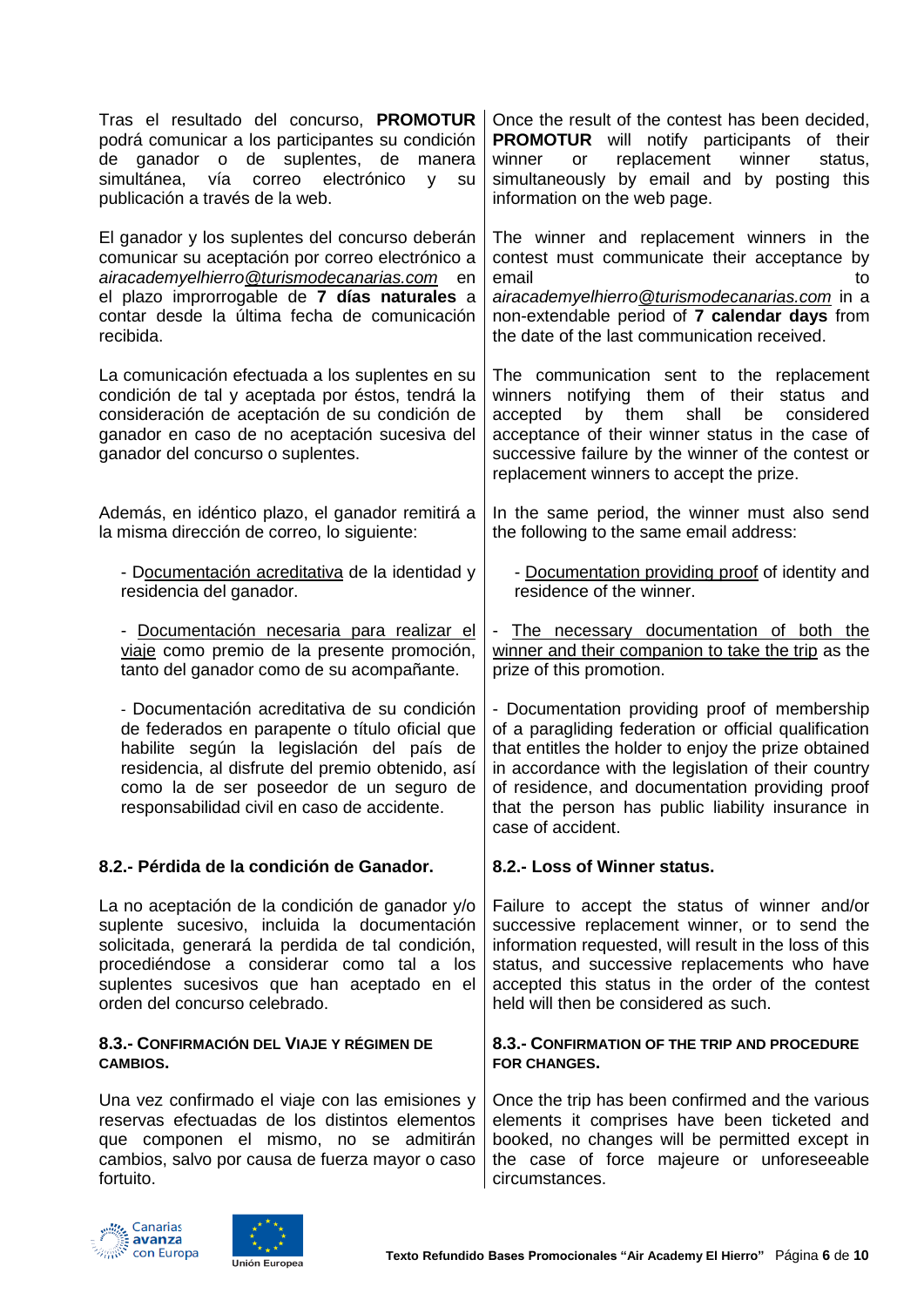Tras el resultado del concurso, **PROMOTUR** podrá comunicar a los participantes su condición de ganador o de suplentes, de manera simultánea, vía correo electrónico y su publicación a través de la web.

Once the result of the contest has been decided, **PROMOTUR** will notify participants of their winner or replacement winner status, simultaneously by email and by posting this information on the web page.

El ganador y los suplentes del concurso deberán comunicar su aceptación por correo electrónico a *airacademyelhierro@turismodecanarias.com* en el plazo improrrogable de **7 días naturales** a contar desde la última fecha de comunicación recibida.

The winner and replacement winners in the contest must communicate their acceptance by email to *airacademyelhierro@turismodecanarias.com* in a non-extendable period of **7 calendar days** from the date of the last communication received.

La comunicación efectuada a los suplentes en su condición de tal y aceptada por éstos, tendrá la consideración de aceptación de su condición de ganador en caso de no aceptación sucesiva del ganador del concurso o suplentes.

The communication sent to the replacement winners notifying them of their status and accepted by them shall be considered acceptance of their winner status in the case of successive failure by the winner of the contest or replacement winners to accept the prize.

Además, en idéntico plazo, el ganador remitirá a la misma dirección de correo, lo siguiente:

- Documentación acreditativa de la identidad y residencia del ganador.
- Documentación necesaria para realizar el viaje como premio de la presente promoción, tanto del ganador como de su acompañante.
- Documentación acreditativa de su condición de federados en parapente o título oficial que habilite según la legislación del país de residencia, al disfrute del premio obtenido, así como la de ser poseedor de un seguro de responsabilidad civil en caso de accidente.

In the same period, the winner must also send the following to the same email address:

- Documentation providing proof of identity and residence of the winner.
- The necessary documentation of both the winner and their companion to take the trip as the prize of this promotion.
- Documentation providing proof of membership of a paragliding federation or official qualification that entitles the holder to enjoy the prize obtained in accordance with the legislation of their country of residence, and documentation providing proof that the person has public liability insurance in case of accident.

### 8.2.- Pérdida de la condición de Ganador.

La no aceptación de la condición de ganador y/o suplente sucesivo, incluida la documentación solicitada, generará la perdida de tal condición, procediéndose a considerar como tal a los suplentes sucesivos que han aceptado en el orden del concurso celebrado.

### 8.2.- Loss of Winner status.

Failure to accept the status of winner and/or successive replacement winner, or to send the information requested, will result in the loss of this status, and successive replacements who have accepted this status in the order of the contest held will then be considered as such.

### 8.3.- CONFIRMACIÓN DEL VIAJE Y RÉGIMEN DE CAMBIOS.

Una vez confirmado el viaje con las emisiones y reservas efectuadas de los distintos elementos que componen el mismo, no se admitirán cambios, salvo por causa de fuerza mayor o caso fortuito.

### 8.3.- CONFIRMATION OF THE TRIP AND PROCEDURE FOR CHANGES.

Once the trip has been confirmed and the various elements it comprises have been ticketed and booked, no changes will be permitted except in the case of force majeure or unforeseeable circumstances.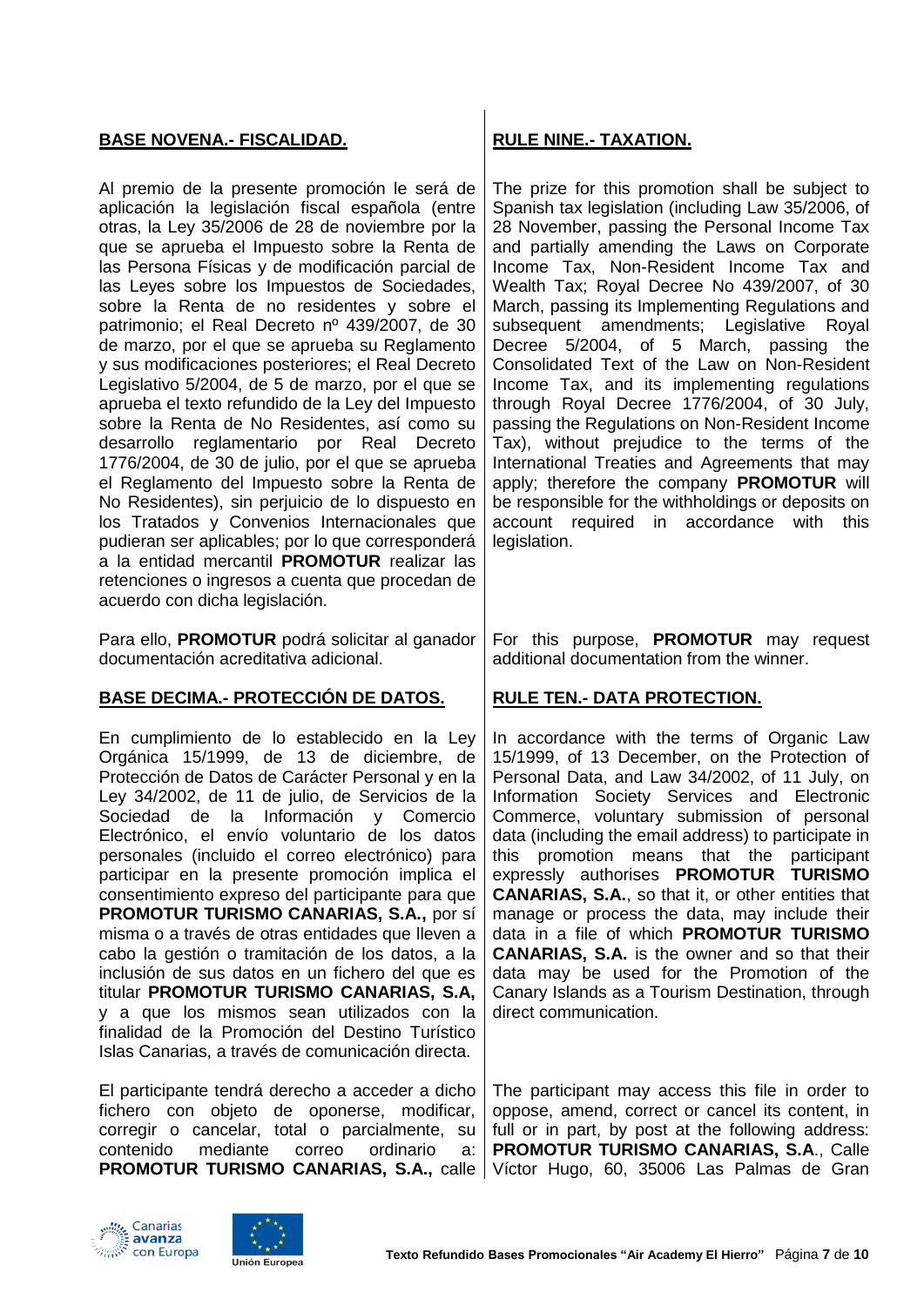## BASE NOVENA.- FISCALIDAD.

Al premio de la presente promoción le será de aplicación la legislación fiscal española (entre otras, la Ley 35/2006 de 28 de noviembre por la que se aprueba el Impuesto sobre la Renta de las Persona Físicas y de modificación parcial de las Leyes sobre los Impuestos de Sociedades, sobre la Renta de no residentes y sobre el patrimonio; el Real Decreto nº 439/2007, de 30 de marzo, por el que se aprueba su Reglamento y sus modificaciones posteriores; el Real Decreto Legislativo 5/2004, de 5 de marzo, por el que se aprueba el texto refundido de la Ley del Impuesto sobre la Renta de No Residentes, así como su desarrollo reglamentario por Real Decreto 1776/2004, de 30 de julio, por el que se aprueba el Reglamento del Impuesto sobre la Renta de No Residentes), sin perjuicio de lo dispuesto en los Tratados y Convenios Internacionales que pudieran ser aplicables; por lo que corresponderá a la entidad mercantil **PROMOTUR** realizar las retenciones o ingresos a cuenta que procedan de acuerdo con dicha legislación.

Para ello, **PROMOTUR** podrá solicitar al ganador documentación acreditativa adicional.

## BASE DECIMA.- PROTECCIÓN DE DATOS.

En cumplimiento de lo establecido en la Ley Orgánica 15/1999, de 13 de diciembre, de Protección de Datos de Carácter Personal y en la Ley 34/2002, de 11 de julio, de Servicios de la Sociedad de la Información y Comercio Electrónico, el envío voluntario de los datos personales (incluido el correo electrónico) para participar en la presente promoción implica el consentimiento expreso del participante para que **PROMOTUR TURISMO CANARIAS, S.A.,** por sí misma o a través de otras entidades que lleven a cabo la gestión o tramitación de los datos, a la inclusión de sus datos en un fichero del que es titular **PROMOTUR TURISMO CANARIAS, S.A,** y a que los mismos sean utilizados con la finalidad de la Promoción del Destino Turístico Islas Canarias, a través de comunicación directa.

El participante tendrá derecho a acceder a dicho fichero con objeto de oponerse, modificar, corregir o cancelar, total o parcialmente, su contenido mediante correo ordinario a: **PROMOTUR TURISMO CANARIAS, S.A.,** calle

## RULE NINE.- TAXATION.

The prize for this promotion shall be subject to Spanish tax legislation (including Law 35/2006, of 28 November, passing the Personal Income Tax and partially amending the Laws on Corporate Income Tax, Non-Resident Income Tax and Wealth Tax; Royal Decree No 439/2007, of 30 March, passing its Implementing Regulations and subsequent amendments; Legislative Royal Decree 5/2004, of 5 March, passing the Consolidated Text of the Law on Non-Resident Income Tax, and its implementing regulations through Royal Decree 1776/2004, of 30 July, passing the Regulations on Non-Resident Income Tax), without prejudice to the terms of the International Treaties and Agreements that may apply; therefore the company **PROMOTUR** will be responsible for the withholdings or deposits on account required in accordance with this legislation.

For this purpose, **PROMOTUR** may request additional documentation from the winner.

## RULE TEN.- DATA PROTECTION.

In accordance with the terms of Organic Law 15/1999, of 13 December, on the Protection of Personal Data, and Law 34/2002, of 11 July, on Information Society Services and Electronic Commerce, voluntary submission of personal data (including the email address) to participate in this promotion means that the participant expressly authorises **PROMOTUR TURISMO CANARIAS, S.A.**, so that it, or other entities that manage or process the data, may include their data in a file of which **PROMOTUR TURISMO CANARIAS, S.A.** is the owner and so that their data may be used for the Promotion of the Canary Islands as a Tourism Destination, through direct communication.

The participant may access this file in order to oppose, amend, correct or cancel its content, in full or in part, by post at the following address: **PROMOTUR TURISMO CANARIAS, S.A**., Calle Víctor Hugo, 60, 35006 Las Palmas de Gran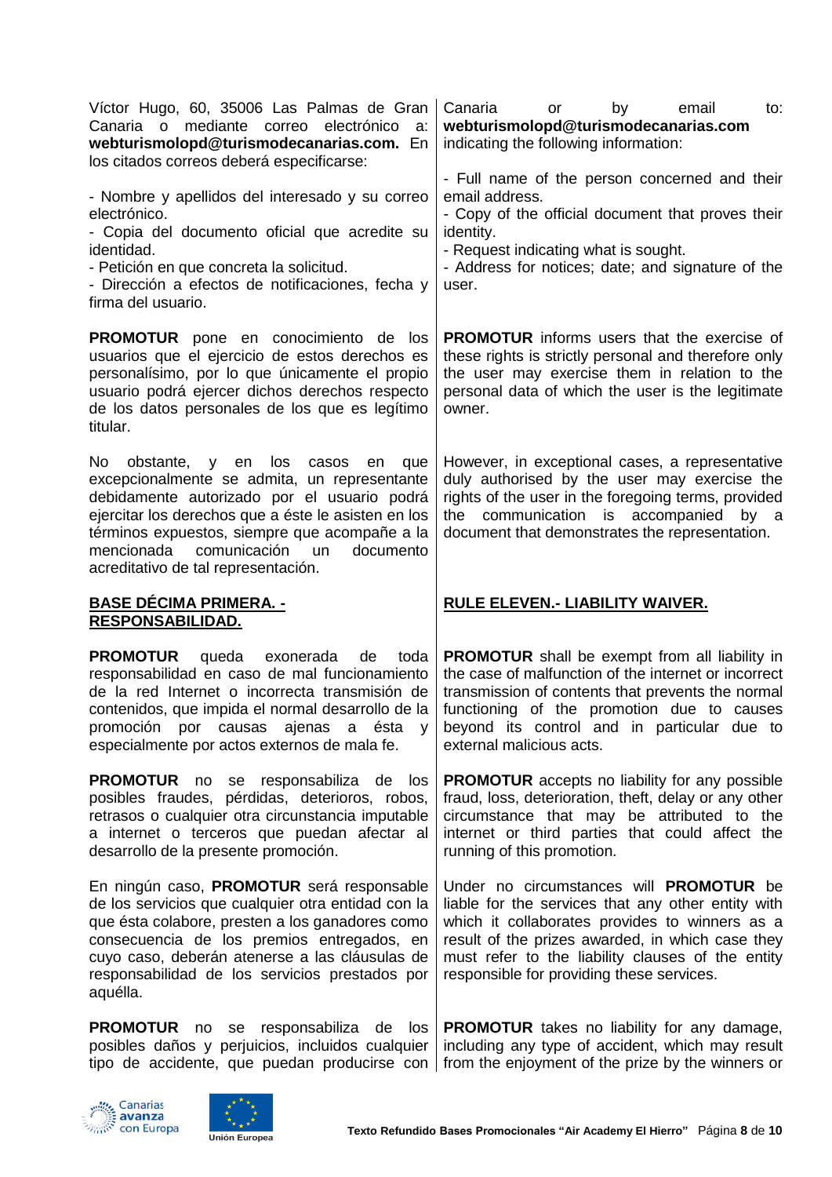Víctor Hugo, 60, 35006 Las Palmas de Gran Canaria o mediante correo electrónico a: **webturismolopd@turismodecanarias.com.** En los citados correos deberá especificarse:

- Nombre y apellidos del interesado y su correo electrónico.
- Copia del documento oficial que acredite su identidad.
- Petición en que concreta la solicitud.
- Dirección a efectos de notificaciones, fecha y firma del usuario.

**PROMOTUR** pone en conocimiento de los usuarios que el ejercicio de estos derechos es personalísimo, por lo que únicamente el propio usuario podrá ejercer dichos derechos respecto de los datos personales de los que es legítimo titular.

No obstante, y en los casos en que excepcionalmente se admita, un representante debidamente autorizado por el usuario podrá ejercitar los derechos que a éste le asisten en los términos expuestos, siempre que acompañe a la mencionada comunicación un documento acreditativo de tal representación.

## BASE DÉCIMA PRIMERA. - RESPONSABILIDAD.

**PROMOTUR** queda exonerada de toda responsabilidad en caso de mal funcionamiento de la red Internet o incorrecta transmisión de contenidos, que impida el normal desarrollo de la promoción por causas ajenas a ésta y especialmente por actos externos de mala fe.

**PROMOTUR** no se responsabiliza de los posibles fraudes, pérdidas, deterioros, robos, retrasos o cualquier otra circunstancia imputable a internet o terceros que puedan afectar al desarrollo de la presente promoción.

En ningún caso, **PROMOTUR** será responsable de los servicios que cualquier otra entidad con la que ésta colabore, presten a los ganadores como consecuencia de los premios entregados, en cuyo caso, deberán atenerse a las cláusulas de responsabilidad de los servicios prestados por aquélla.

**PROMOTUR** no se responsabiliza de los posibles daños y perjuicios, incluidos cualquier tipo de accidente, que puedan producirse con

---

Canaria or by email to: **webturismolopd@turismodecanarias.com** indicating the following information:

- Full name of the person concerned and their email address.
- Copy of the official document that proves their identity.
- Request indicating what is sought.
- Address for notices; date; and signature of the user.

**PROMOTUR** informs users that the exercise of these rights is strictly personal and therefore only the user may exercise them in relation to the personal data of which the user is the legitimate owner.

However, in exceptional cases, a representative duly authorised by the user may exercise the rights of the user in the foregoing terms, provided the communication is accompanied by a document that demonstrates the representation.

## RULE ELEVEN.- LIABILITY WAIVER.

**PROMOTUR** shall be exempt from all liability in the case of malfunction of the internet or incorrect transmission of contents that prevents the normal functioning of the promotion due to causes beyond its control and in particular due to external malicious acts.

**PROMOTUR** accepts no liability for any possible fraud, loss, deterioration, theft, delay or any other circumstance that may be attributed to the internet or third parties that could affect the running of this promotion.

Under no circumstances will **PROMOTUR** be liable for the services that any other entity with which it collaborates provides to winners as a result of the prizes awarded, in which case they must refer to the liability clauses of the entity responsible for providing these services.

**PROMOTUR** takes no liability for any damage, including any type of accident, which may result from the enjoyment of the prize by the winners or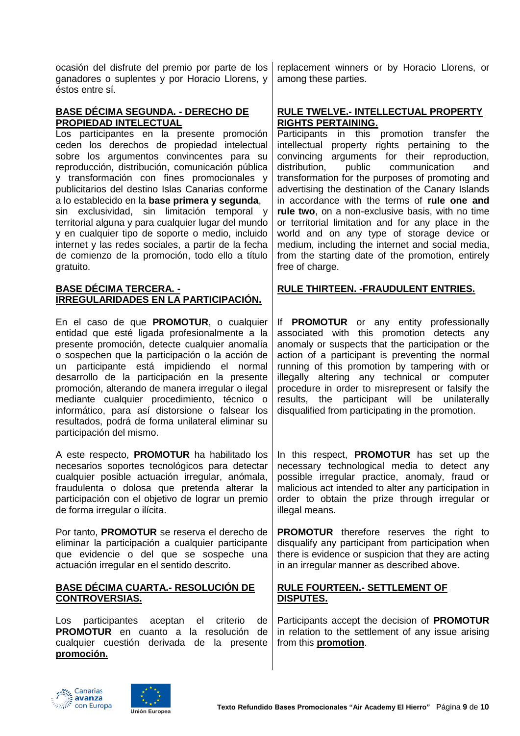ocasión del disfrute del premio por parte de los ganadores o suplentes y por Horacio Llorens, y éstos entre sí.

replacement winners or by Horacio Llorens, or among these parties.

## BASE DÉCIMA SEGUNDA. - DERECHO DE PROPIEDAD INTELECTUAL

Los participantes en la presente promoción ceden los derechos de propiedad intelectual sobre los argumentos convincentes para su reproducción, distribución, comunicación pública y transformación con fines promocionales y publicitarios del destino Islas Canarias conforme a lo establecido en la **base primera y segunda**, sin exclusividad, sin limitación temporal y territorial alguna y para cualquier lugar del mundo y en cualquier tipo de soporte o medio, incluido internet y las redes sociales, a partir de la fecha de comienzo de la promoción, todo ello a título gratuito.

## RULE TWELVE.- INTELLECTUAL PROPERTY RIGHTS PERTAINING.

Participants in this promotion transfer the intellectual property rights pertaining to the convincing arguments for their reproduction, distribution, public communication and transformation for the purposes of promoting and advertising the destination of the Canary Islands in accordance with the terms of **rule one and rule two**, on a non-exclusive basis, with no time or territorial limitation and for any place in the world and on any type of storage device or medium, including the internet and social media, from the starting date of the promotion, entirely free of charge.

## BASE DÉCIMA TERCERA. - IRREGULARIDADES EN LA PARTICIPACIÓN.

En el caso de que **PROMOTUR**, o cualquier entidad que esté ligada profesionalmente a la presente promoción, detecte cualquier anomalía o sospechen que la participación o la acción de un participante está impidiendo el normal desarrollo de la participación en la presente promoción, alterando de manera irregular o ilegal mediante cualquier procedimiento, técnico o informático, para así distorsione o falsear los resultados, podrá de forma unilateral eliminar su participación del mismo.

A este respecto, **PROMOTUR** ha habilitado los necesarios soportes tecnológicos para detectar cualquier posible actuación irregular, anómala, fraudulenta o dolosa que pretenda alterar la participación con el objetivo de lograr un premio de forma irregular o ilícita.

Por tanto, **PROMOTUR** se reserva el derecho de eliminar la participación a cualquier participante que evidencie o del que se sospeche una actuación irregular en el sentido descrito.

## RULE THIRTEEN. -FRAUDULENT ENTRIES.

If **PROMOTUR** or any entity professionally associated with this promotion detects any anomaly or suspects that the participation or the action of a participant is preventing the normal running of this promotion by tampering with or illegally altering any technical or computer procedure in order to misrepresent or falsify the results, the participant will be unilaterally disqualified from participating in the promotion.

In this respect, **PROMOTUR** has set up the necessary technological media to detect any possible irregular practice, anomaly, fraud or malicious act intended to alter any participation in order to obtain the prize through irregular or illegal means.

**PROMOTUR** therefore reserves the right to disqualify any participant from participation when there is evidence or suspicion that they are acting in an irregular manner as described above.

## BASE DÉCIMA CUARTA.- RESOLUCIÓN DE CONTROVERSIAS.

Los participantes aceptan el criterio de **PROMOTUR** en cuanto a la resolución de cualquier cuestión derivada de la presente **promoción.**

## RULE FOURTEEN.- SETTLEMENT OF DISPUTES.

Participants accept the decision of **PROMOTUR** in relation to the settlement of any issue arising from this **promotion**.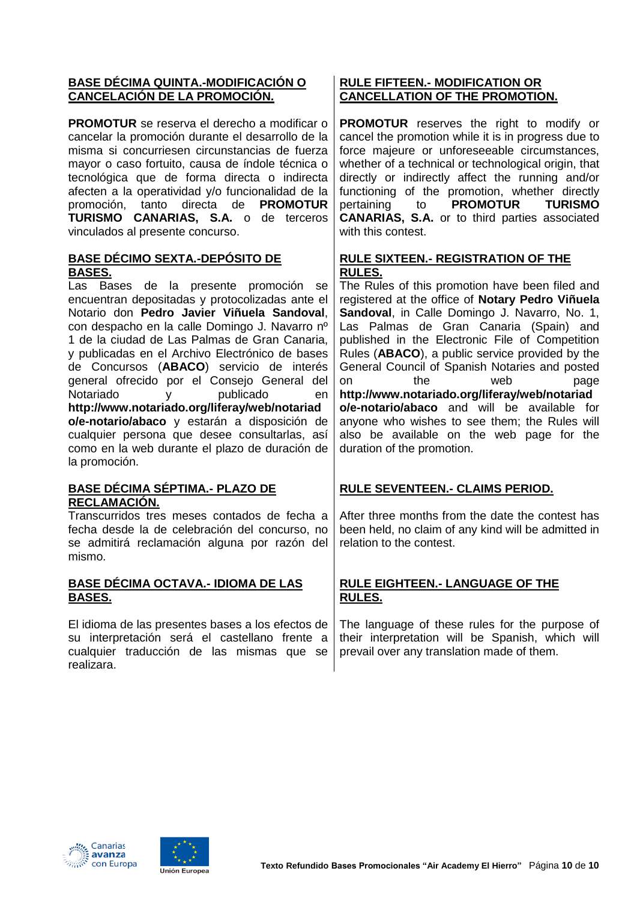## BASE DÉCIMA QUINTA.-MODIFICACIÓN O CANCELACIÓN DE LA PROMOCIÓN.

**PROMOTUR** se reserva el derecho a modificar o cancelar la promoción durante el desarrollo de la misma si concurriesen circunstancias de fuerza mayor o caso fortuito, causa de índole técnica o tecnológica que de forma directa o indirecta afecten a la operatividad y/o funcionalidad de la promoción, tanto directa de **PROMOTUR TURISMO CANARIAS, S.A.** o de terceros vinculados al presente concurso.

## BASE DÉCIMO SEXTA.-DEPÓSITO DE BASES.

Las Bases de la presente promoción se encuentran depositadas y protocolizadas ante el Notario don **Pedro Javier Viñuela Sandoval**, con despacho en la calle Domingo J. Navarro nº 1 de la ciudad de Las Palmas de Gran Canaria, y publicadas en el Archivo Electrónico de bases de Concursos (**ABACO**) servicio de interés general ofrecido por el Consejo General del Notariado y publicado en **http://www.notariado.org/liferay/web/notariado/e-notario/abaco** y estarán a disposición de cualquier persona que desee consultarlas, así como en la web durante el plazo de duración de la promoción.

## BASE DÉCIMA SÉPTIMA.- PLAZO DE RECLAMACIÓN.

Transcurridos tres meses contados de fecha a fecha desde la de celebración del concurso, no se admitirá reclamación alguna por razón del mismo.

## BASE DÉCIMA OCTAVA.- IDIOMA DE LAS BASES.

El idioma de las presentes bases a los efectos de su interpretación será el castellano frente a cualquier traducción de las mismas que se realizara.

## RULE FIFTEEN.- MODIFICATION OR CANCELLATION OF THE PROMOTION.

**PROMOTUR** reserves the right to modify or cancel the promotion while it is in progress due to force majeure or unforeseeable circumstances, whether of a technical or technological origin, that directly or indirectly affect the running and/or functioning of the promotion, whether directly pertaining to **PROMOTUR TURISMO CANARIAS, S.A.** or to third parties associated with this contest.

## RULE SIXTEEN.- REGISTRATION OF THE RULES.

The Rules of this promotion have been filed and registered at the office of **Notary Pedro Viñuela Sandoval**, in Calle Domingo J. Navarro, No. 1, Las Palmas de Gran Canaria (Spain) and published in the Electronic File of Competition Rules (**ABACO**), a public service provided by the General Council of Spanish Notaries and posted on the web page **http://www.notariado.org/liferay/web/notariado/e-notario/abaco** and will be available for anyone who wishes to see them; the Rules will also be available on the web page for the duration of the promotion.

## RULE SEVENTEEN.- CLAIMS PERIOD.

After three months from the date the contest has been held, no claim of any kind will be admitted in relation to the contest.

## RULE EIGHTEEN.- LANGUAGE OF THE RULES.

The language of these rules for the purpose of their interpretation will be Spanish, which will prevail over any translation made of them.